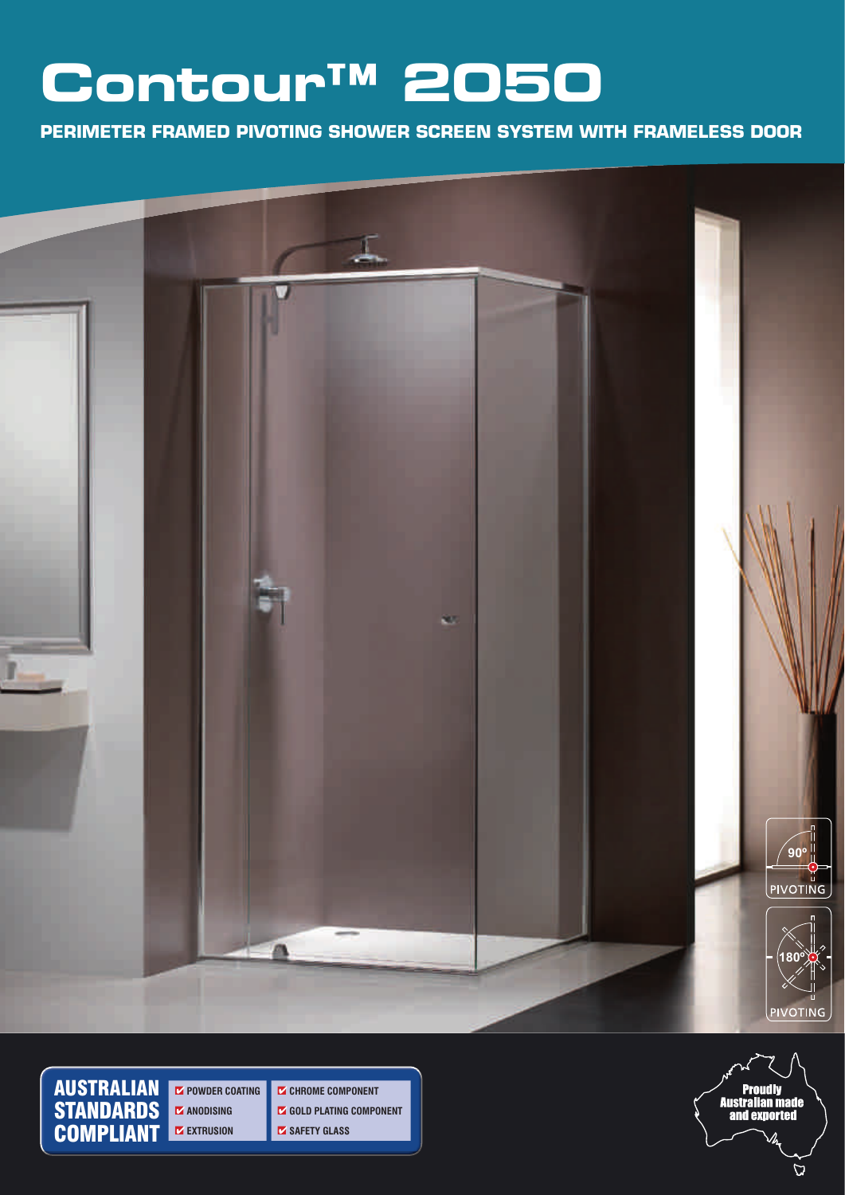# Contour™ 2050

**PERIMETER FRAMED PIVOTING SHOWER SCREEN SYSTEM WITH FRAMELESS DOOR**

90° PIVOTING

180° PIVOTING

**AUSTRALIAN STANDARDS COMPLIANT**

- POWDER COATING
- ANODISING
- EXTRUSION
- CHROME COMPONENT
- GOLD PLATING COMPONENT
- SAFETY GLASS

Proudly Australian made and exported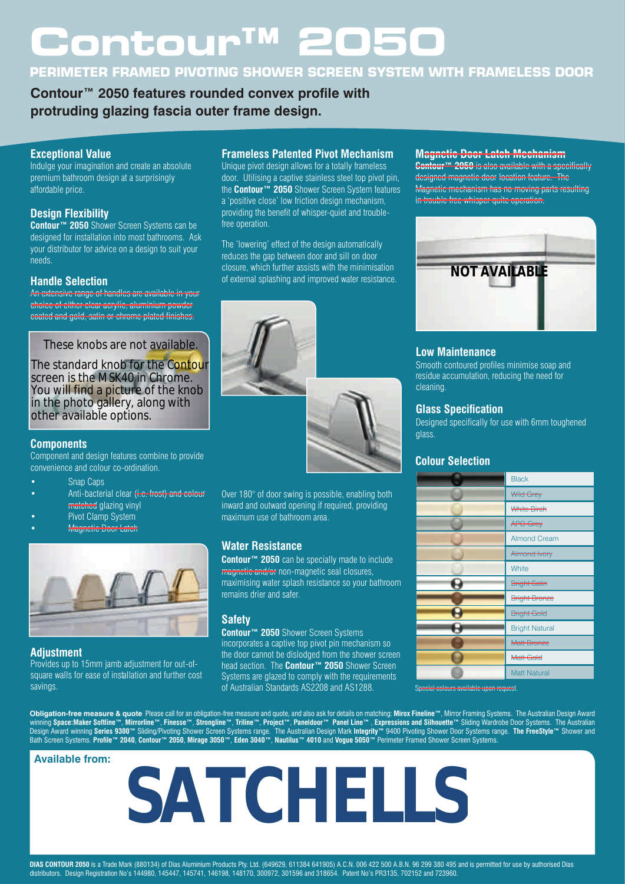# Contour™ 2050

## PERIMETER FRAMED PIVOTING SHOWER SCREEN SYSTEM WITH FRAMELESS DOOR

**Contour™ 2050 features rounded convex profile with protruding glazing fascia outer frame design.**

### Exceptional Value

Indulge your imagination and create an absolute premium bathroom design at a surprisingly affordable price.

### Design Flexibility

**Contour™ 2050** Shower Screen Systems can be designed for installation into most bathrooms. Ask your distributor for advice on a design to suit your needs.

### Handle Selection

~~An extensive range of handles are available in your choice of either clear acrylic, aluminium powder coated and gold, satin or chrome plated finishes.~~

These knobs are not available.

The standard knob for the Contour screen is the MSK40 in Chrome. You will find a picture of the knob in the photo gallery, along with other available options.

### Components

Component and design features combine to provide convenience and colour co-ordination.

- Snap Caps
- Anti-bacterial clear ~~(i.e. frost) and colour matched~~ glazing vinyl
- Pivot Clamp System
- ~~Magnetic Door Latch~~

### Adjustment

Provides up to 15mm jamb adjustment for out-of-square walls for ease of installation and further cost savings.

### Frameless Patented Pivot Mechanism

Unique pivot design allows for a totally frameless door. Utilising a captive stainless steel top pivot pin, the **Contour™ 2050** Shower Screen System features a 'positive close' low friction design mechanism, providing the benefit of whisper-quiet and trouble-free operation.

The 'lowering' effect of the design automatically reduces the gap between door and sill on door closure, which further assists with the minimisation of external splashing and improved water resistance.

Over 180° of door swing is possible, enabling both inward and outward opening if required, providing maximum use of bathroom area.

### Water Resistance

**Contour™ 2050** can be specially made to include ~~magnetic and/or~~ non-magnetic seal closures, maximising water splash resistance so your bathroom remains drier and safer.

### Safety

**Contour™ 2050** Shower Screen Systems incorporates a captive top pivot pin mechanism so the door cannot be dislodged from the shower screen head section. The **Contour™ 2050** Shower Screen Systems are glazed to comply with the requirements of Australian Standards AS2208 and AS1288.

### ~~Magnetic Door Latch Mechanism~~

~~**Contour™ 2050** is also available with a specifically designed magnetic door location feature. The Magnetic mechanism has no moving parts resulting in trouble-free whisper quite operation.~~

NOT AVAILABLE

### Low Maintenance

Smooth contoured profiles minimise soap and residue accumulation, reducing the need for cleaning.

### Glass Specification

Designed specifically for use with 6mm toughened glass.

### Colour Selection

- Black
- ~~Wild Grey~~
- ~~White Birch~~
- ~~APO Grey~~
- Almond Cream
- ~~Almond Ivory~~
- White
- ~~Bright Satin~~
- ~~Bright Bronze~~
- ~~Bright Gold~~
- Bright Natural
- ~~Matt Bronze~~
- ~~Matt Gold~~
- Matt Natural

~~Special colours available upon request.~~

**Obligation-free measure & quote** Please call for an obligation-free measure and quote, and also ask for details on matching: **Mirox Fineline™**, Mirror Framing Systems. The Australian Design Award winning **Space:Maker Softline™**, **Mirrorline™**, **Finesse™**, **Strongline™**, **Triline™**, **Project™**, **Paneldoor™ Panel Line™**, **Expressions and Silhouette™** Sliding Wardrobe Door Systems. The Australian Design Award winning **Series 9300™** Sliding/Pivoting Shower Screen Systems range. The Australian Design Mark **Integrity™** 9400 Pivoting Shower Door Systems range. **The FreeStyle™** Shower and Bath Screen Systems. **Profile™ 2040**, **Contour™ 2050**, **Mirage 3050™**, **Eden 3040™**, **Nautilus™ 4010** and **Vogue 5050™** Perimeter Framed Shower Screen Systems.

**Available from:**

# SATCHELLS

**DIAS CONTOUR 2050** is a Trade Mark (880134) of Dias Aluminium Products Pty. Ltd. (649629, 611384 641905) A.C.N. 006 422 500 A.B.N. 96 299 380 495 and is permitted for use by authorised Dias distributors. Design Registration No's 144980, 145447, 145741, 146198, 148170, 300972, 301596 and 318654. Patent No's PR3135, 702152 and 723960.